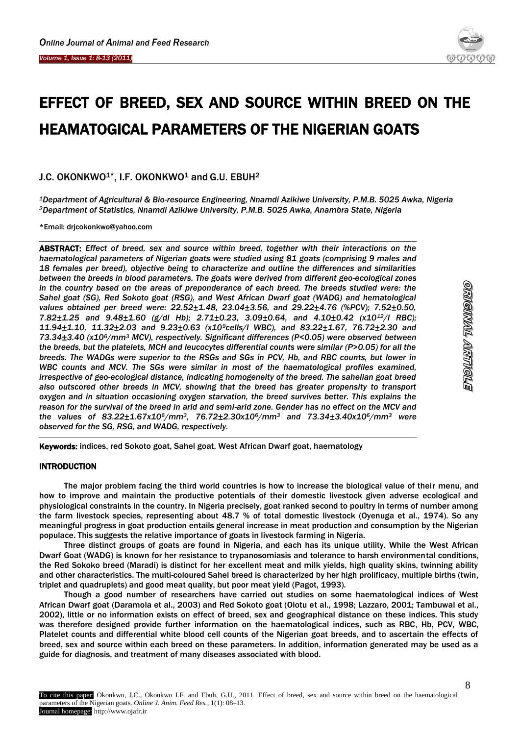# EFFECT OF BREED, SEX AND SOURCE WITHIN BREED ON THE HEAMATOGICAL PARAMETERS OF THE NIGERIAN GOATS

J.C. OKONKWO[1]*, I.F. OKONKWO[1] and G.U. EBUH[2]

[1]Department of Agricultural & Bio-resource Engineering, Nnamdi Azikiwe University, P.M.B. 5025 Awka, Nigeria
[2]Department of Statistics, Nnamdi Azikiwe University, P.M.B. 5025 Awka, Anambra State, Nigeria

*Email: drjcokonkwo@yahoo.com

**ABSTRACT:** *Effect of breed, sex and source within breed, together with their interactions on the haematological parameters of Nigerian goats were studied using 81 goats (comprising 9 males and 18 females per breed), objective being to characterize and outline the differences and similarities between the breeds in blood parameters. The goats were derived from different geo-ecological zones in the country based on the areas of preponderance of each breed. The breeds studied were: the Sahel goat (SG), Red Sokoto goat (RSG), and West African Dwarf goat (WADG) and hematological values obtained per breed were: 22.52±1.48, 23.04±3.56, and 29.22±4.76 (%PCV); 7.52±0.50, 7.82±1.25 and 9.48±1.60 (g/dl Hb); 2.71±0.23, 3.09±0.64, and 4.10±0.42 ($x10^{12}$/l RBC); 11.94±1.10, 11.32±2.03 and 9.23±0.63 ($x10^9$cells/l WBC), and 83.22±1.67, 76.72±2.30 and 73.34±3.40 ($x10^6/mm^3$ MCV), respectively. Significant differences (P<0.05) were observed between the breeds, but the platelets, MCH and leucocytes differential counts were similar (P>0.05) for all the breeds. The WADGs were superior to the RSGs and SGs in PCV, Hb, and RBC counts, but lower in WBC counts and MCV. The SGs were similar in most of the haematological profiles examined, irrespective of geo-ecological distance, indicating homogeneity of the breed. The sahelian goat breed also outscored other breeds in MCV, showing that the breed has greater propensity to transport oxygen and in situation occasioning oxygen starvation, the breed survives better. This explains the reason for the survival of the breed in arid and semi-arid zone. Gender has no effect on the MCV and the values of 83.22±1.67$x10^6/mm^3$, 76.72±2.30$x10^6/mm^3$ and 73.34±3.40$x10^6/mm^3$ were observed for the SG, RSG, and WADG, respectively.*

**Keywords:** indices, red Sokoto goat, Sahel goat, West African Dwarf goat, haematology

ORIGINAL ARTICLE

## INTRODUCTION

The major problem facing the third world countries is how to increase the biological value of their menu, and how to improve and maintain the productive potentials of their domestic livestock given adverse ecological and physiological constraints in the country. In Nigeria precisely, goat ranked second to poultry in terms of number among the farm livestock species, representing about 48.7 % of total domestic livestock (Oyenuga et al., 1974). So any meaningful progress in goat production entails general increase in meat production and consumption by the Nigerian populace. This suggests the relative importance of goats in livestock farming in Nigeria.

Three distinct groups of goats are found in Nigeria, and each has its unique utility. While the West African Dwarf Goat (WADG) is known for her resistance to trypanosomiasis and tolerance to harsh environmental conditions, the Red Sokoko breed (Maradi) is distinct for her excellent meat and milk yields, high quality skins, twinning ability and other characteristics. The multi-coloured Sahel breed is characterized by her high prolificacy, multiple births (twin, triplet and quadruplets) and good meat quality, but poor meat yield (Pagot, 1993).

Though a good number of researchers have carried out studies on some haematological indices of West African Dwarf goat (Daramola et al., 2003) and Red Sokoto goat (Olotu et al., 1998; Lazzaro, 2001; Tambuwal et al., 2002), little or no information exists on effect of breed, sex and geographical distance on these indices. This study was therefore designed provide further information on the haematological indices, such as RBC, Hb, PCV, WBC, Platelet counts and differential white blood cell counts of the Nigerian goat breeds, and to ascertain the effects of breed, sex and source within each breed on these parameters. In addition, information generated may be used as a guide for diagnosis, and treatment of many diseases associated with blood.

To cite this paper: Okonkwo, J.C., Okonkwo I.F. and Ebuh, G.U., 2011. Effect of breed, sex and source within breed on the haematological parameters of the Nigerian goats. *Online J. Anim. Feed Res.*, 1(1): 08–13.
Journal homepage: http://www.ojafr.ir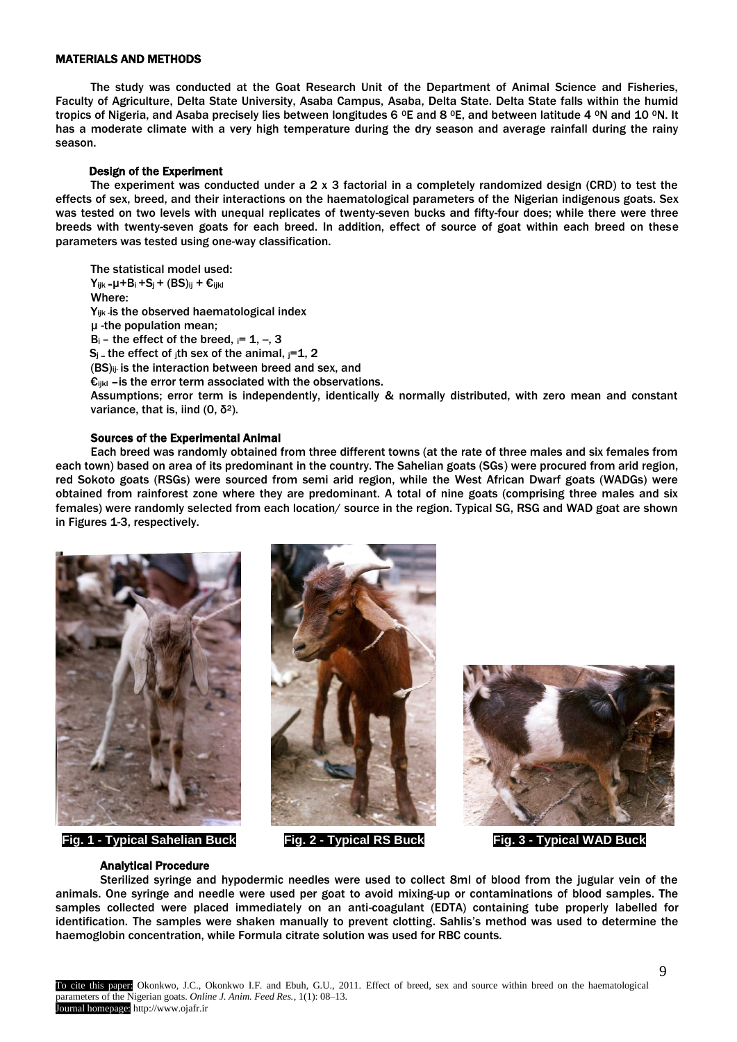## MATERIALS AND METHODS

The study was conducted at the Goat Research Unit of the Department of Animal Science and Fisheries, Faculty of Agriculture, Delta State University, Asaba Campus, Asaba, Delta State. Delta State falls within the humid tropics of Nigeria, and Asaba precisely lies between longitudes 6 $^{0}$E and 8 $^{0}$E, and between latitude 4 $^{0}$N and 10 $^{0}$N. It has a moderate climate with a very high temperature during the dry season and average rainfall during the rainy season.

### Design of the Experiment

The experiment was conducted under a 2 x 3 factorial in a completely randomized design (CRD) to test the effects of sex, breed, and their interactions on the haematological parameters of the Nigerian indigenous goats. Sex was tested on two levels with unequal replicates of twenty-seven bucks and fifty-four does; while there were three breeds with twenty-seven goats for each breed. In addition, effect of source of goat within each breed on these parameters was tested using one-way classification.

The statistical model used:
$Y_{ijk} = \mu + B_i + S_j + (BS)_{ij} + €_{ijkl}$
Where:
$Y_{ijk}$ -is the observed haematological index
μ -the population mean;
$B_i$ – the effect of the breed, $_i$= 1, –, 3
$S_j$ – the effect of $_j$th sex of the animal, $_j$=1, 2
$(BS)_{ij}$ is the interaction between breed and sex, and
$€_{ijkl}$ –is the error term associated with the observations.
Assumptions; error term is independently, identically & normally distributed, with zero mean and constant variance, that is, iind (0, $\delta^2$).

### Sources of the Experimental Animal

Each breed was randomly obtained from three different towns (at the rate of three males and six females from each town) based on area of its predominant in the country. The Sahelian goats (SGs) were procured from arid region, red Sokoto goats (RSGs) were sourced from semi arid region, while the West African Dwarf goats (WADGs) were obtained from rainforest zone where they are predominant. A total of nine goats (comprising three males and six females) were randomly selected from each location/ source in the region. Typical SG, RSG and WAD goat are shown in Figures 1-3, respectively.

**Fig. 1 - Typical Sahelian Buck**

**Fig. 2 - Typical RS Buck**

**Fig. 3 - Typical WAD Buck**

### Analytical Procedure

Sterilized syringe and hypodermic needles were used to collect 8ml of blood from the jugular vein of the animals. One syringe and needle were used per goat to avoid mixing-up or contaminations of blood samples. The samples collected were placed immediately on an anti-coagulant (EDTA) containing tube properly labelled for identification. The samples were shaken manually to prevent clotting. Sahlis's method was used to determine the haemoglobin concentration, while Formula citrate solution was used for RBC counts.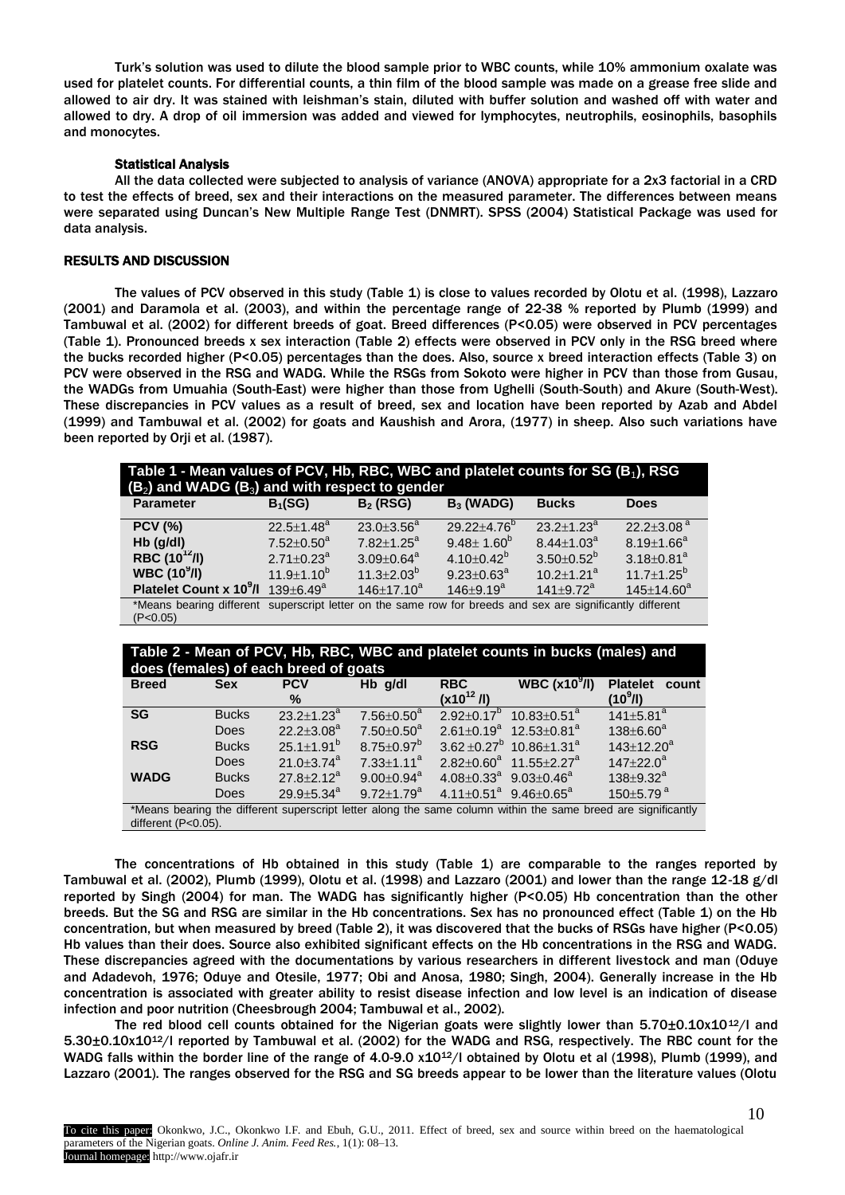Turk's solution was used to dilute the blood sample prior to WBC counts, while 10% ammonium oxalate was used for platelet counts. For differential counts, a thin film of the blood sample was made on a grease free slide and allowed to air dry. It was stained with leishman's stain, diluted with buffer solution and washed off with water and allowed to dry. A drop of oil immersion was added and viewed for lymphocytes, neutrophils, eosinophils, basophils and monocytes.

### Statistical Analysis

All the data collected were subjected to analysis of variance (ANOVA) appropriate for a 2x3 factorial in a CRD to test the effects of breed, sex and their interactions on the measured parameter. The differences between means were separated using Duncan's New Multiple Range Test (DNMRT). SPSS (2004) Statistical Package was used for data analysis.

## RESULTS AND DISCUSSION

The values of PCV observed in this study (Table 1) is close to values recorded by Olotu et al. (1998), Lazzaro (2001) and Daramola et al. (2003), and within the percentage range of 22-38 % reported by Plumb (1999) and Tambuwal et al. (2002) for different breeds of goat. Breed differences (P<0.05) were observed in PCV percentages (Table 1). Pronounced breeds x sex interaction (Table 2) effects were observed in PCV only in the RSG breed where the bucks recorded higher (P<0.05) percentages than the does. Also, source x breed interaction effects (Table 3) on PCV were observed in the RSG and WADG. While the RSGs from Sokoto were higher in PCV than those from Gusau, the WADGs from Umuahia (South-East) were higher than those from Ughelli (South-South) and Akure (South-West). These discrepancies in PCV values as a result of breed, sex and location have been reported by Azab and Abdel (1999) and Tambuwal et al. (2002) for goats and Kaushish and Arora, (1977) in sheep. Also such variations have been reported by Orji et al. (1987).

**Table 1 - Mean values of PCV, Hb, RBC, WBC and platelet counts for SG ($B_1$), RSG ($B_2$) and WADG ($B_3$) and with respect to gender**

| Parameter | $B_1$(SG) | $B_2$ (RSG) | $B_3$ (WADG) | Bucks | Does |
|---|---|---|---|---|---|
| PCV (%) | $22.5\pm1.48^a$ | $23.0\pm3.56^a$ | $29.22\pm4.76^b$ | $23.2\pm1.23^a$ | $22.2\pm3.08^a$ |
| Hb (g/dl) | $7.52\pm0.50^a$ | $7.82\pm1.25^a$ | $9.48\pm1.60^b$ | $8.44\pm1.03^a$ | $8.19\pm1.66^a$ |
| RBC ($10^{12}$/l) | $2.71\pm0.23^a$ | $3.09\pm0.64^a$ | $4.10\pm0.42^b$ | $3.50\pm0.52^b$ | $3.18\pm0.81^a$ |
| WBC ($10^9$/l) | $11.9\pm1.10^b$ | $11.3\pm2.03^b$ | $9.23\pm0.63^a$ | $10.2\pm1.21^a$ | $11.7\pm1.25^b$ |
| Platelet Count x $10^9$/l | $139\pm6.49^a$ | $146\pm17.10^a$ | $146\pm9.19^a$ | $141\pm9.72^a$ | $145\pm14.60^a$ |

*Means bearing different superscript letter on the same row for breeds and sex are significantly different (P<0.05)

**Table 2 - Mean of PCV, Hb, RBC, WBC and platelet counts in bucks (males) and does (females) of each breed of goats**

| Breed | Sex | PCV % | Hb g/dl | RBC ($x10^{12}$ /l) | WBC ($x10^9$/l) | Platelet count ($10^9$/l) |
|---|---|---|---|---|---|---|
| SG | Bucks | $23.2\pm1.23^a$ | $7.56\pm0.50^a$ | $2.92\pm0.17^b$ | $10.83\pm0.51^a$ | $141\pm5.81^a$ |
| | Does | $22.2\pm3.08^a$ | $7.50\pm0.50^a$ | $2.61\pm0.19^a$ | $12.53\pm0.81^a$ | $138\pm6.60^a$ |
| RSG | Bucks | $25.1\pm1.91^b$ | $8.75\pm0.97^b$ | $3.62\pm0.27^b$ | $10.86\pm1.31^a$ | $143\pm12.20^a$ |
| | Does | $21.0\pm3.74^a$ | $7.33\pm1.11^a$ | $2.82\pm0.60^a$ | $11.55\pm2.27^a$ | $147\pm22.0^a$ |
| WADG | Bucks | $27.8\pm2.12^a$ | $9.00\pm0.94^a$ | $4.08\pm0.33^a$ | $9.03\pm0.46^a$ | $138\pm9.32^a$ |
| | Does | $29.9\pm5.34^a$ | $9.72\pm1.79^a$ | $4.11\pm0.51^a$ | $9.46\pm0.65^a$ | $150\pm5.79^a$ |

*Means bearing the different superscript letter along the same column within the same breed are significantly different (P<0.05).

The concentrations of Hb obtained in this study (Table 1) are comparable to the ranges reported by Tambuwal et al. (2002), Plumb (1999), Olotu et al. (1998) and Lazzaro (2001) and lower than the range 12-18 g/dl reported by Singh (2004) for man. The WADG has significantly higher (P<0.05) Hb concentration than the other breeds. But the SG and RSG are similar in the Hb concentrations. Sex has no pronounced effect (Table 1) on the Hb concentration, but when measured by breed (Table 2), it was discovered that the bucks of RSGs have higher (P<0.05) Hb values than their does. Source also exhibited significant effects on the Hb concentrations in the RSG and WADG. These discrepancies agreed with the documentations by various researchers in different livestock and man (Oduye and Adadevoh, 1976; Oduye and Otesile, 1977; Obi and Anosa, 1980; Singh, 2004). Generally increase in the Hb concentration is associated with greater ability to resist disease infection and low level is an indication of disease infection and poor nutrition (Cheesbrough 2004; Tambuwal et al., 2002).

The red blood cell counts obtained for the Nigerian goats were slightly lower than $5.70\pm0.10\times10^{12}$/l and $5.30\pm0.10\times10^{12}$/l reported by Tambuwal et al. (2002) for the WADG and RSG, respectively. The RBC count for the WADG falls within the border line of the range of 4.0-9.0 $\times10^{12}$/l obtained by Olotu et al (1998), Plumb (1999), and Lazzaro (2001). The ranges observed for the RSG and SG breeds appear to be lower than the literature values (Olotu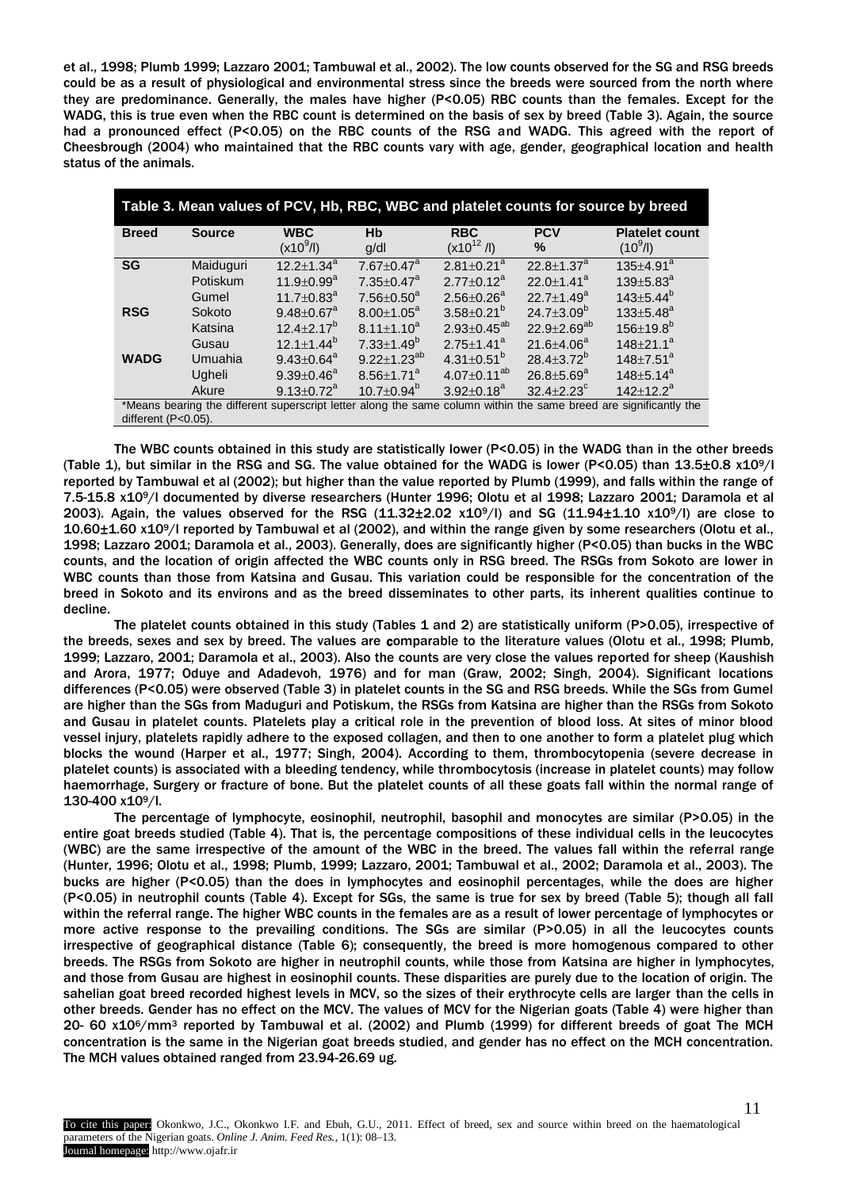et al., 1998; Plumb 1999; Lazzaro 2001; Tambuwal et al., 2002). The low counts observed for the SG and RSG breeds could be as a result of physiological and environmental stress since the breeds were sourced from the north where they are predominance. Generally, the males have higher (P<0.05) RBC counts than the females. Except for the WADG, this is true even when the RBC count is determined on the basis of sex by breed (Table 3). Again, the source had a pronounced effect (P<0.05) on the RBC counts of the RSG and WADG. This agreed with the report of Cheesbrough (2004) who maintained that the RBC counts vary with age, gender, geographical location and health status of the animals.

**Table 3. Mean values of PCV, Hb, RBC, WBC and platelet counts for source by breed**

| Breed | Source | WBC ($x10^9$/l) | Hb g/dl | RBC ($x10^{12}$ /l) | PCV % | Platelet count ($10^9$/l) |
|---|---|---|---|---|---|---|
| SG | Maiduguri | $12.2\pm1.34^a$ | $7.67\pm0.47^a$ | $2.81\pm0.21^a$ | $22.8\pm1.37^a$ | $135\pm4.91^a$ |
| | Potiskum | $11.9\pm0.99^a$ | $7.35\pm0.47^a$ | $2.77\pm0.12^a$ | $22.0\pm1.41^a$ | $139\pm5.83^a$ |
| | Gumel | $11.7\pm0.83^a$ | $7.56\pm0.50^a$ | $2.56\pm0.26^a$ | $22.7\pm1.49^a$ | $143\pm5.44^b$ |
| RSG | Sokoto | $9.48\pm0.67^a$ | $8.00\pm1.05^a$ | $3.58\pm0.21^b$ | $24.7\pm3.09^b$ | $133\pm5.48^a$ |
| | Katsina | $12.4\pm2.17^b$ | $8.11\pm1.10^a$ | $2.93\pm0.45^{ab}$ | $22.9\pm2.69^{ab}$ | $156\pm19.8^b$ |
| | Gusau | $12.1\pm1.44^b$ | $7.33\pm1.49^b$ | $2.75\pm1.41^a$ | $21.6\pm4.06^a$ | $148\pm21.1^a$ |
| WADG | Umuahia | $9.43\pm0.64^a$ | $9.22\pm1.23^{ab}$ | $4.31\pm0.51^b$ | $28.4\pm3.72^b$ | $148\pm7.51^a$ |
| | Ugheli | $9.39\pm0.46^a$ | $8.56\pm1.71^a$ | $4.07\pm0.11^{ab}$ | $26.8\pm5.69^a$ | $148\pm5.14^a$ |
| | Akure | $9.13\pm0.72^a$ | $10.7\pm0.94^b$ | $3.92\pm0.18^a$ | $32.4\pm2.23^c$ | $142\pm12.2^a$ |

*Means bearing the different superscript letter along the same column within the same breed are significantly the different (P<0.05).

The WBC counts obtained in this study are statistically lower (P<0.05) in the WADG than in the other breeds (Table 1), but similar in the RSG and SG. The value obtained for the WADG is lower (P<0.05) than 13.5±0.8 $x10^9$/l reported by Tambuwal et al (2002); but higher than the value reported by Plumb (1999), and falls within the range of 7.5-15.8 $x10^9$/l documented by diverse researchers (Hunter 1996; Olotu et al 1998; Lazzaro 2001; Daramola et al 2003). Again, the values observed for the RSG (11.32±2.02 $x10^9$/l) and SG (11.94±1.10 $x10^9$/l) are close to 10.60±1.60 $x10^9$/l reported by Tambuwal et al (2002), and within the range given by some researchers (Olotu et al., 1998; Lazzaro 2001; Daramola et al., 2003). Generally, does are significantly higher (P<0.05) than bucks in the WBC counts, and the location of origin affected the WBC counts only in RSG breed. The RSGs from Sokoto are lower in WBC counts than those from Katsina and Gusau. This variation could be responsible for the concentration of the breed in Sokoto and its environs and as the breed disseminates to other parts, its inherent qualities continue to decline.

The platelet counts obtained in this study (Tables 1 and 2) are statistically uniform (P>0.05), irrespective of the breeds, sexes and sex by breed. The values are comparable to the literature values (Olotu et al., 1998; Plumb, 1999; Lazzaro, 2001; Daramola et al., 2003). Also the counts are very close the values reported for sheep (Kaushish and Arora, 1977; Oduye and Adadevoh, 1976) and for man (Graw, 2002; Singh, 2004). Significant locations differences (P<0.05) were observed (Table 3) in platelet counts in the SG and RSG breeds. While the SGs from Gumel are higher than the SGs from Maduguri and Potiskum, the RSGs from Katsina are higher than the RSGs from Sokoto and Gusau in platelet counts. Platelets play a critical role in the prevention of blood loss. At sites of minor blood vessel injury, platelets rapidly adhere to the exposed collagen, and then to one another to form a platelet plug which blocks the wound (Harper et al., 1977; Singh, 2004). According to them, thrombocytopenia (severe decrease in platelet counts) is associated with a bleeding tendency, while thrombocytosis (increase in platelet counts) may follow haemorrhage, Surgery or fracture of bone. But the platelet counts of all these goats fall within the normal range of 130-400 $x10^9$/l.

The percentage of lymphocyte, eosinophil, neutrophil, basophil and monocytes are similar (P>0.05) in the entire goat breeds studied (Table 4). That is, the percentage compositions of these individual cells in the leucocytes (WBC) are the same irrespective of the amount of the WBC in the breed. The values fall within the referral range (Hunter, 1996; Olotu et al., 1998; Plumb, 1999; Lazzaro, 2001; Tambuwal et al., 2002; Daramola et al., 2003). The bucks are higher (P<0.05) than the does in lymphocytes and eosinophil percentages, while the does are higher (P<0.05) in neutrophil counts (Table 4). Except for SGs, the same is true for sex by breed (Table 5); though all fall within the referral range. The higher WBC counts in the females are as a result of lower percentage of lymphocytes or more active response to the prevailing conditions. The SGs are similar (P>0.05) in all the leucocytes counts irrespective of geographical distance (Table 6); consequently, the breed is more homogenous compared to other breeds. The RSGs from Sokoto are higher in neutrophil counts, while those from Katsina are higher in lymphocytes, and those from Gusau are highest in eosinophil counts. These disparities are purely due to the location of origin. The sahelian goat breed recorded highest levels in MCV, so the sizes of their erythrocyte cells are larger than the cells in other breeds. Gender has no effect on the MCV. The values of MCV for the Nigerian goats (Table 4) were higher than 20- 60 $x10^6$/$mm^3$ reported by Tambuwal et al. (2002) and Plumb (1999) for different breeds of goat The MCH concentration is the same in the Nigerian goat breeds studied, and gender has no effect on the MCH concentration. The MCH values obtained ranged from 23.94-26.69 ug.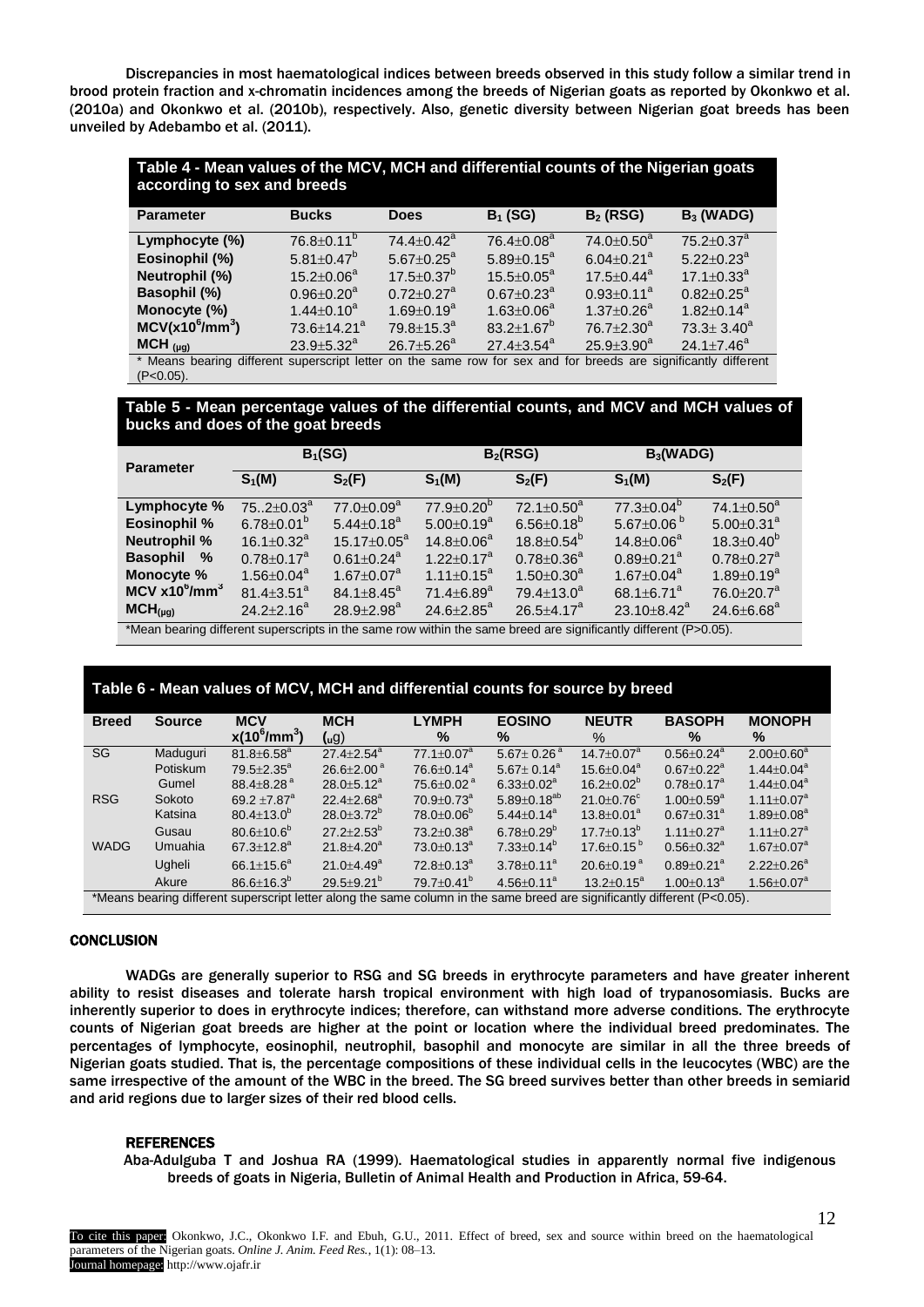Discrepancies in most haematological indices between breeds observed in this study follow a similar trend in brood protein fraction and x-chromatin incidences among the breeds of Nigerian goats as reported by Okonkwo et al. (2010a) and Okonkwo et al. (2010b), respectively. Also, genetic diversity between Nigerian goat breeds has been unveiled by Adebambo et al. (2011).

**Table 4 - Mean values of the MCV, MCH and differential counts of the Nigerian goats according to sex and breeds**

| Parameter | Bucks | Does | $B_1$ (SG) | $B_2$ (RSG) | $B_3$ (WADG) |
|---|---|---|---|---|---|
| Lymphocyte (%) | $76.8\pm0.11^b$ | $74.4\pm0.42^a$ | $76.4\pm0.08^a$ | $74.0\pm0.50^a$ | $75.2\pm0.37^a$ |
| Eosinophil (%) | $5.81\pm0.47^b$ | $5.67\pm0.25^a$ | $5.89\pm0.15^a$ | $6.04\pm0.21^a$ | $5.22\pm0.23^a$ |
| Neutrophil (%) | $15.2\pm0.06^a$ | $17.5\pm0.37^b$ | $15.5\pm0.05^a$ | $17.5\pm0.44^a$ | $17.1\pm0.33^a$ |
| Basophil (%) | $0.96\pm0.20^a$ | $0.72\pm0.27^a$ | $0.67\pm0.23^a$ | $0.93\pm0.11^a$ | $0.82\pm0.25^a$ |
| Monocyte (%) | $1.44\pm0.10^a$ | $1.69\pm0.19^a$ | $1.63\pm0.06^a$ | $1.37\pm0.26^a$ | $1.82\pm0.14^a$ |
| MCV($x10^6/mm^3$) | $73.6\pm14.21^a$ | $79.8\pm15.3^a$ | $83.2\pm1.67^b$ | $76.7\pm2.30^a$ | $73.3\pm3.40^a$ |
| MCH (µg) | $23.9\pm5.32^a$ | $26.7\pm5.26^a$ | $27.4\pm3.54^a$ | $25.9\pm3.90^a$ | $24.1\pm7.46^a$ |

\* Means bearing different superscript letter on the same row for sex and for breeds are significantly different ($P<0.05$).

**Table 5 - Mean percentage values of the differential counts, and MCV and MCH values of bucks and does of the goat breeds**

| Parameter | $B_1$(SG) | | $B_2$(RSG) | | $B_3$(WADG) | |
|---|---|---|---|---|---|---|
| | $S_1$(M) | $S_2$(F) | $S_1$(M) | $S_2$(F) | $S_1$(M) | $S_2$(F) |
| Lymphocyte % | $75..2\pm0.03^a$ | $77.0\pm0.09^a$ | $77.9\pm0.20^b$ | $72.1\pm0.50^a$ | $77.3\pm0.04^b$ | $74.1\pm0.50^a$ |
| Eosinophil % | $6.78\pm0.01^b$ | $5.44\pm0.18^a$ | $5.00\pm0.19^a$ | $6.56\pm0.18^b$ | $5.67\pm0.06^b$ | $5.00\pm0.31^a$ |
| Neutrophil % | $16.1\pm0.32^a$ | $15.17\pm0.05^a$ | $14.8\pm0.06^a$ | $18.8\pm0.54^b$ | $14.8\pm0.06^a$ | $18.3\pm0.40^b$ |
| Basophil % | $0.78\pm0.17^a$ | $0.61\pm0.24^a$ | $1.22\pm0.17^a$ | $0.78\pm0.36^a$ | $0.89\pm0.21^a$ | $0.78\pm0.27^a$ |
| Monocyte % | $1.56\pm0.04^a$ | $1.67\pm0.07^a$ | $1.11\pm0.15^a$ | $1.50\pm0.30^a$ | $1.67\pm0.04^a$ | $1.89\pm0.19^a$ |
| MCV $x10^6/mm^3$ | $81.4\pm3.51^a$ | $84.1\pm8.45^a$ | $71.4\pm6.89^a$ | $79.4\pm13.0^a$ | $68.1\pm6.71^a$ | $76.0\pm20.7^a$ |
| MCH(µg) | $24.2\pm2.16^a$ | $28.9\pm2.98^a$ | $24.6\pm2.85^a$ | $26.5\pm4.17^a$ | $23.10\pm8.42^a$ | $24.6\pm6.68^a$ |

\*Mean bearing different superscripts in the same row within the same breed are significantly different ($P>0.05$).

**Table 6 - Mean values of MCV, MCH and differential counts for source by breed**

| Breed | Source | MCV $x(10^6/mm^3)$ | MCH (µg) | LYMPH % | EOSINO % | NEUTR % | BASOPH % | MONOPH % |
|---|---|---|---|---|---|---|---|---|
| SG | Maduguri | $81.8\pm6.58^a$ | $27.4\pm2.54^a$ | $77.1\pm0.07^a$ | $5.67\pm0.26^a$ | $14.7\pm0.07^a$ | $0.56\pm0.24^a$ | $2.00\pm0.60^a$ |
| | Potiskum | $79.5\pm2.35^a$ | $26.6\pm2.00^a$ | $76.6\pm0.14^a$ | $5.67\pm0.14^a$ | $15.6\pm0.04^a$ | $0.67\pm0.22^a$ | $1.44\pm0.04^a$ |
| | Gumel | $88.4\pm8.28^a$ | $28.0\pm5.12^a$ | $75.6\pm0.02^a$ | $6.33\pm0.02^a$ | $16.2\pm0.02^b$ | $0.78\pm0.17^a$ | $1.44\pm0.04^a$ |
| RSG | Sokoto | $69.2\pm7.87^a$ | $22.4\pm2.68^a$ | $70.9\pm0.73^a$ | $5.89\pm0.18^{ab}$ | $21.0\pm0.76^c$ | $1.00\pm0.59^a$ | $1.11\pm0.07^a$ |
| | Katsina | $80.4\pm13.0^b$ | $28.0\pm3.72^b$ | $78.0\pm0.06^b$ | $5.44\pm0.14^a$ | $13.8\pm0.01^a$ | $0.67\pm0.31^a$ | $1.89\pm0.08^a$ |
| | Gusau | $80.6\pm10.6^b$ | $27.2\pm2.53^b$ | $73.2\pm0.38^a$ | $6.78\pm0.29^b$ | $17.7\pm0.13^b$ | $1.11\pm0.27^a$ | $1.11\pm0.27^a$ |
| WADG | Umuahia | $67.3\pm12.8^a$ | $21.8\pm4.20^a$ | $73.0\pm0.13^a$ | $7.33\pm0.14^b$ | $17.6\pm0.15^b$ | $0.56\pm0.32^a$ | $1.67\pm0.07^a$ |
| | Ugheli | $66.1\pm15.6^a$ | $21.0\pm4.49^a$ | $72.8\pm0.13^a$ | $3.78\pm0.11^a$ | $20.6\pm0.19^a$ | $0.89\pm0.21^a$ | $2.22\pm0.26^a$ |
| | Akure | $86.6\pm16.3^b$ | $29.5\pm9.21^b$ | $79.7\pm0.41^b$ | $4.56\pm0.11^a$ | $13.2\pm0.15^a$ | $1.00\pm0.13^a$ | $1.56\pm0.07^a$ |

\*Means bearing different superscript letter along the same column in the same breed are significantly different ($P<0.05$).

## CONCLUSION

WADGs are generally superior to RSG and SG breeds in erythrocyte parameters and have greater inherent ability to resist diseases and tolerate harsh tropical environment with high load of trypanosomiasis. Bucks are inherently superior to does in erythrocyte indices; therefore, can withstand more adverse conditions. The erythrocyte counts of Nigerian goat breeds are higher at the point or location where the individual breed predominates. The percentages of lymphocyte, eosinophil, neutrophil, basophil and monocyte are similar in all the three breeds of Nigerian goats studied. That is, the percentage compositions of these individual cells in the leucocytes (WBC) are the same irrespective of the amount of the WBC in the breed. The SG breed survives better than other breeds in semiarid and arid regions due to larger sizes of their red blood cells.

## REFERENCES

Aba-Adulguba T and Joshua RA (1999). Haematological studies in apparently normal five indigenous breeds of goats in Nigeria, Bulletin of Animal Health and Production in Africa, 59-64.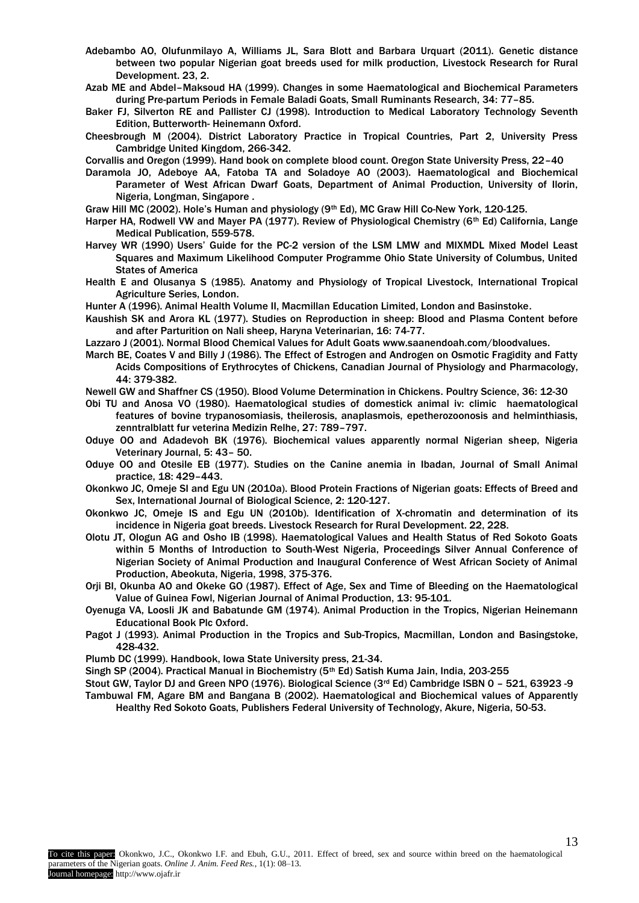Adebambo AO, Olufunmilayo A, Williams JL, Sara Blott and Barbara Urquart (2011). Genetic distance between two popular Nigerian goat breeds used for milk production, Livestock Research for Rural Development. 23, 2.

Azab ME and Abdel–Maksoud HA (1999). Changes in some Haematological and Biochemical Parameters during Pre-partum Periods in Female Baladi Goats, Small Ruminants Research, 34: 77–85.

Baker FJ, Silverton RE and Pallister CJ (1998). Introduction to Medical Laboratory Technology Seventh Edition, Butterworth- Heinemann Oxford.

Cheesbrough M (2004). District Laboratory Practice in Tropical Countries, Part 2, University Press Cambridge United Kingdom, 266-342.

Corvallis and Oregon (1999). Hand book on complete blood count. Oregon State University Press, 22–40

Daramola JO, Adeboye AA, Fatoba TA and Soladoye AO (2003). Haematological and Biochemical Parameter of West African Dwarf Goats, Department of Animal Production, University of Ilorin, Nigeria, Longman, Singapore .

Graw Hill MC (2002). Hole's Human and physiology (9th Ed), MC Graw Hill Co-New York, 120-125.

Harper HA, Rodwell VW and Mayer PA (1977). Review of Physiological Chemistry (6th Ed) California, Lange Medical Publication, 559-578.

Harvey WR (1990) Users' Guide for the PC-2 version of the LSM LMW and MIXMDL Mixed Model Least Squares and Maximum Likelihood Computer Programme Ohio State University of Columbus, United States of America

Health E and Olusanya S (1985). Anatomy and Physiology of Tropical Livestock, International Tropical Agriculture Series, London.

Hunter A (1996). Animal Health Volume II, Macmillan Education Limited, London and Basinstoke.

Kaushish SK and Arora KL (1977). Studies on Reproduction in sheep: Blood and Plasma Content before and after Parturition on Nali sheep, Haryna Veterinarian, 16: 74-77.

Lazzaro J (2001). Normal Blood Chemical Values for Adult Goats www.saanendoah.com/bloodvalues.

March BE, Coates V and Billy J (1986). The Effect of Estrogen and Androgen on Osmotic Fragidity and Fatty Acids Compositions of Erythrocytes of Chickens, Canadian Journal of Physiology and Pharmacology, 44: 379-382.

Newell GW and Shaffner CS (1950). Blood Volume Determination in Chickens. Poultry Science, 36: 12-30

Obi TU and Anosa VO (1980). Haematological studies of domestick animal iv: climic haematological features of bovine trypanosomiasis, theilerosis, anaplasmois, epetherozoonosis and helminthiasis, zenntralblatt fur veterina Medizin Relhe, 27: 789–797.

Oduye OO and Adadevoh BK (1976). Biochemical values apparently normal Nigerian sheep, Nigeria Veterinary Journal, 5: 43– 50.

Oduye OO and Otesile EB (1977). Studies on the Canine anemia in Ibadan, Journal of Small Animal practice, 18: 429–443.

Okonkwo JC, Omeje SI and Egu UN (2010a). Blood Protein Fractions of Nigerian goats: Effects of Breed and Sex, International Journal of Biological Science, 2: 120-127.

Okonkwo JC, Omeje IS and Egu UN (2010b). Identification of X-chromatin and determination of its incidence in Nigeria goat breeds. Livestock Research for Rural Development. 22, 228.

Olotu JT, Ologun AG and Osho IB (1998). Haematological Values and Health Status of Red Sokoto Goats within 5 Months of Introduction to South-West Nigeria, Proceedings Silver Annual Conference of Nigerian Society of Animal Production and Inaugural Conference of West African Society of Animal Production, Abeokuta, Nigeria, 1998, 375-376.

Orji BI, Okunba AO and Okeke GO (1987). Effect of Age, Sex and Time of Bleeding on the Haematological Value of Guinea Fowl, Nigerian Journal of Animal Production, 13: 95-101.

Oyenuga VA, Loosli JK and Babatunde GM (1974). Animal Production in the Tropics, Nigerian Heinemann Educational Book Plc Oxford.

Pagot J (1993). Animal Production in the Tropics and Sub-Tropics, Macmillan, London and Basingstoke, 428-432.

Plumb DC (1999). Handbook, Iowa State University press, 21-34.

Singh SP (2004). Practical Manual in Biochemistry (5th Ed) Satish Kuma Jain, India, 203-255

Stout GW, Taylor DJ and Green NPO (1976). Biological Science (3rd Ed) Cambridge ISBN 0 – 521, 63923 -9

Tambuwal FM, Agare BM and Bangana B (2002). Haematological and Biochemical values of Apparently Healthy Red Sokoto Goats, Publishers Federal University of Technology, Akure, Nigeria, 50-53.